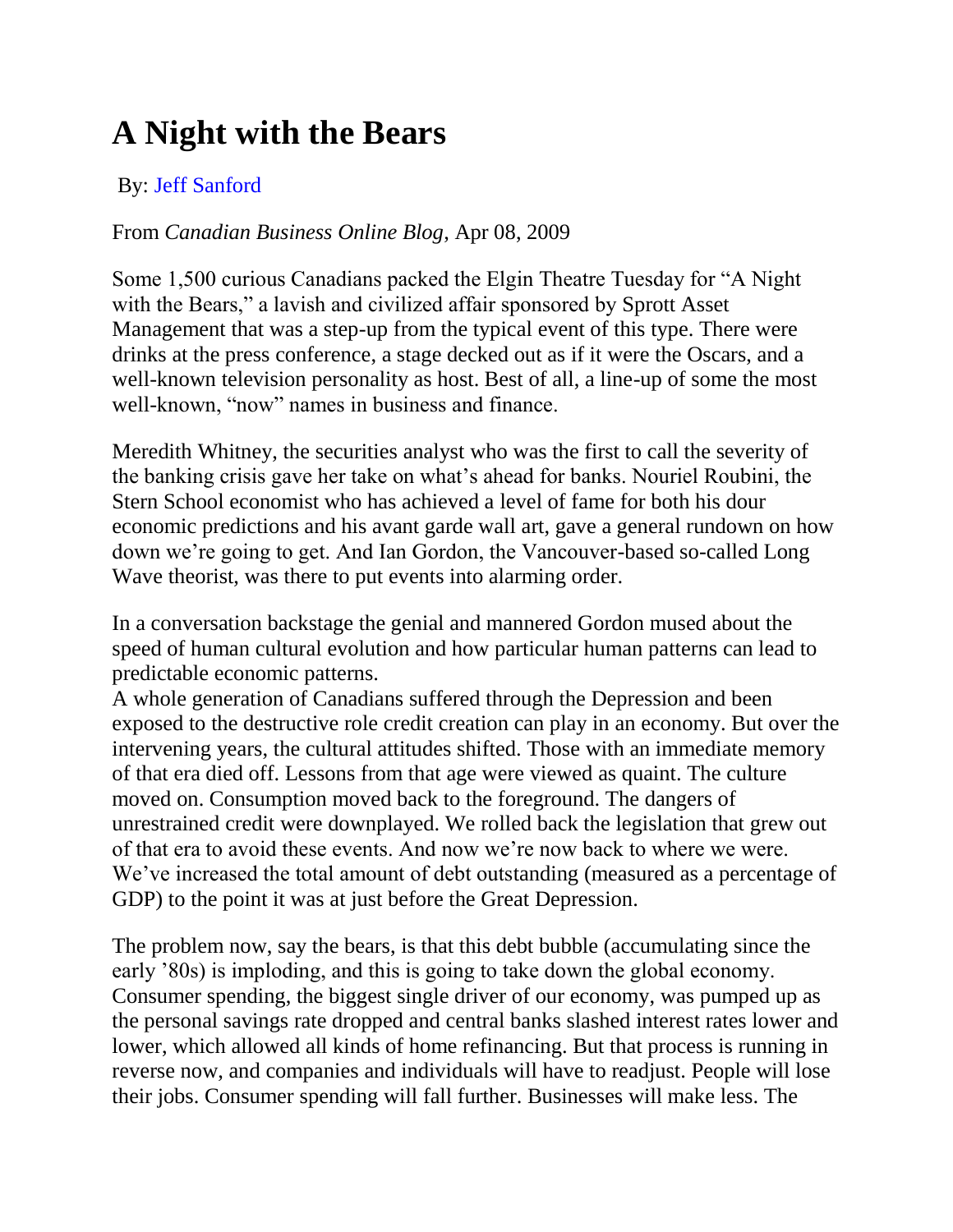# A Night with the Bears

By: Jeff Sanford

From *Canadian Business Online Blog*, Apr 08, 2009

Some 1,500 curious Canadians packed the Elgin Theatre Tuesday for "A Night with the Bears," a lavish and civilized affair sponsored by Sprott Asset Management that was a step-up from the typical event of this type. There were drinks at the press conference, a stage decked out as if it were the Oscars, and a well-known television personality as host. Best of all, a line-up of some the most well-known, "now" names in business and finance.

Meredith Whitney, the securities analyst who was the first to call the severity of the banking crisis gave her take on what's ahead for banks. Nouriel Roubini, the Stern School economist who has achieved a level of fame for both his dour economic predictions and his avant garde wall art, gave a general rundown on how down we're going to get. And Ian Gordon, the Vancouver-based so-called Long Wave theorist, was there to put events into alarming order.

In a conversation backstage the genial and mannered Gordon mused about the speed of human cultural evolution and how particular human patterns can lead to predictable economic patterns.
A whole generation of Canadians suffered through the Depression and been exposed to the destructive role credit creation can play in an economy. But over the intervening years, the cultural attitudes shifted. Those with an immediate memory of that era died off. Lessons from that age were viewed as quaint. The culture moved on. Consumption moved back to the foreground. The dangers of unrestrained credit were downplayed. We rolled back the legislation that grew out of that era to avoid these events. And now we're now back to where we were. We've increased the total amount of debt outstanding (measured as a percentage of GDP) to the point it was at just before the Great Depression.

The problem now, say the bears, is that this debt bubble (accumulating since the early '80s) is imploding, and this is going to take down the global economy. Consumer spending, the biggest single driver of our economy, was pumped up as the personal savings rate dropped and central banks slashed interest rates lower and lower, which allowed all kinds of home refinancing. But that process is running in reverse now, and companies and individuals will have to readjust. People will lose their jobs. Consumer spending will fall further. Businesses will make less. The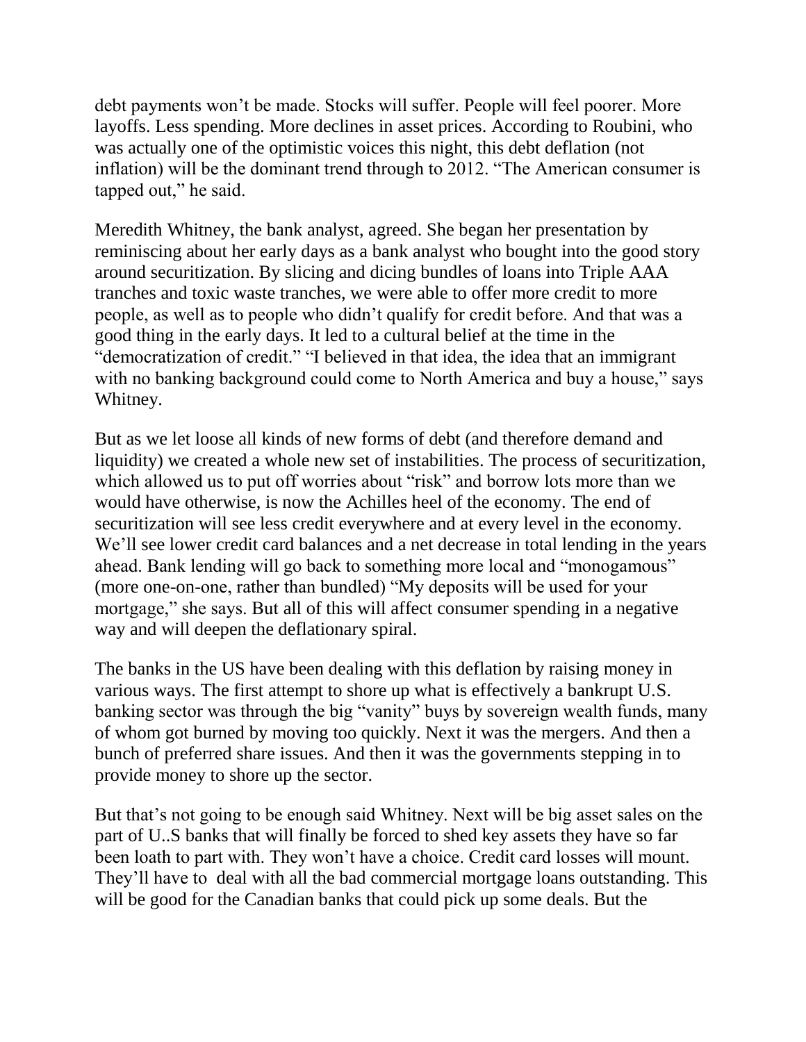debt payments won't be made. Stocks will suffer. People will feel poorer. More layoffs. Less spending. More declines in asset prices. According to Roubini, who was actually one of the optimistic voices this night, this debt deflation (not inflation) will be the dominant trend through to 2012. "The American consumer is tapped out," he said.

Meredith Whitney, the bank analyst, agreed. She began her presentation by reminiscing about her early days as a bank analyst who bought into the good story around securitization. By slicing and dicing bundles of loans into Triple AAA tranches and toxic waste tranches, we were able to offer more credit to more people, as well as to people who didn't qualify for credit before. And that was a good thing in the early days. It led to a cultural belief at the time in the "democratization of credit." "I believed in that idea, the idea that an immigrant with no banking background could come to North America and buy a house," says Whitney.

But as we let loose all kinds of new forms of debt (and therefore demand and liquidity) we created a whole new set of instabilities. The process of securitization, which allowed us to put off worries about "risk" and borrow lots more than we would have otherwise, is now the Achilles heel of the economy. The end of securitization will see less credit everywhere and at every level in the economy. We'll see lower credit card balances and a net decrease in total lending in the years ahead. Bank lending will go back to something more local and "monogamous" (more one-on-one, rather than bundled) "My deposits will be used for your mortgage," she says. But all of this will affect consumer spending in a negative way and will deepen the deflationary spiral.

The banks in the US have been dealing with this deflation by raising money in various ways. The first attempt to shore up what is effectively a bankrupt U.S. banking sector was through the big "vanity" buys by sovereign wealth funds, many of whom got burned by moving too quickly. Next it was the mergers. And then a bunch of preferred share issues. And then it was the governments stepping in to provide money to shore up the sector.

But that's not going to be enough said Whitney. Next will be big asset sales on the part of U..S banks that will finally be forced to shed key assets they have so far been loath to part with. They won't have a choice. Credit card losses will mount. They'll have to deal with all the bad commercial mortgage loans outstanding. This will be good for the Canadian banks that could pick up some deals. But the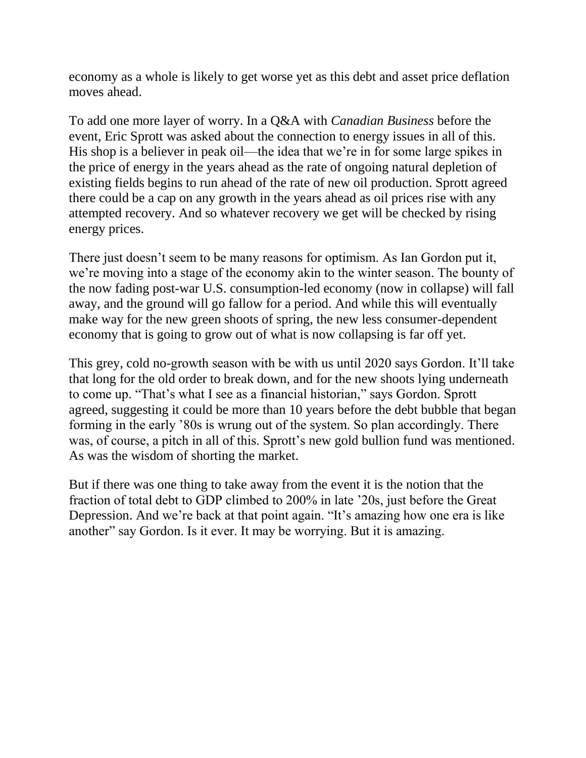economy as a whole is likely to get worse yet as this debt and asset price deflation moves ahead.

To add one more layer of worry. In a Q&A with *Canadian Business* before the event, Eric Sprott was asked about the connection to energy issues in all of this. His shop is a believer in peak oil—the idea that we're in for some large spikes in the price of energy in the years ahead as the rate of ongoing natural depletion of existing fields begins to run ahead of the rate of new oil production. Sprott agreed there could be a cap on any growth in the years ahead as oil prices rise with any attempted recovery. And so whatever recovery we get will be checked by rising energy prices.

There just doesn't seem to be many reasons for optimism. As Ian Gordon put it, we're moving into a stage of the economy akin to the winter season. The bounty of the now fading post-war U.S. consumption-led economy (now in collapse) will fall away, and the ground will go fallow for a period. And while this will eventually make way for the new green shoots of spring, the new less consumer-dependent economy that is going to grow out of what is now collapsing is far off yet.

This grey, cold no-growth season with be with us until 2020 says Gordon. It'll take that long for the old order to break down, and for the new shoots lying underneath to come up. "That's what I see as a financial historian," says Gordon. Sprott agreed, suggesting it could be more than 10 years before the debt bubble that began forming in the early '80s is wrung out of the system. So plan accordingly. There was, of course, a pitch in all of this. Sprott's new gold bullion fund was mentioned. As was the wisdom of shorting the market.

But if there was one thing to take away from the event it is the notion that the fraction of total debt to GDP climbed to 200% in late '20s, just before the Great Depression. And we're back at that point again. "It's amazing how one era is like another" say Gordon. Is it ever. It may be worrying. But it is amazing.